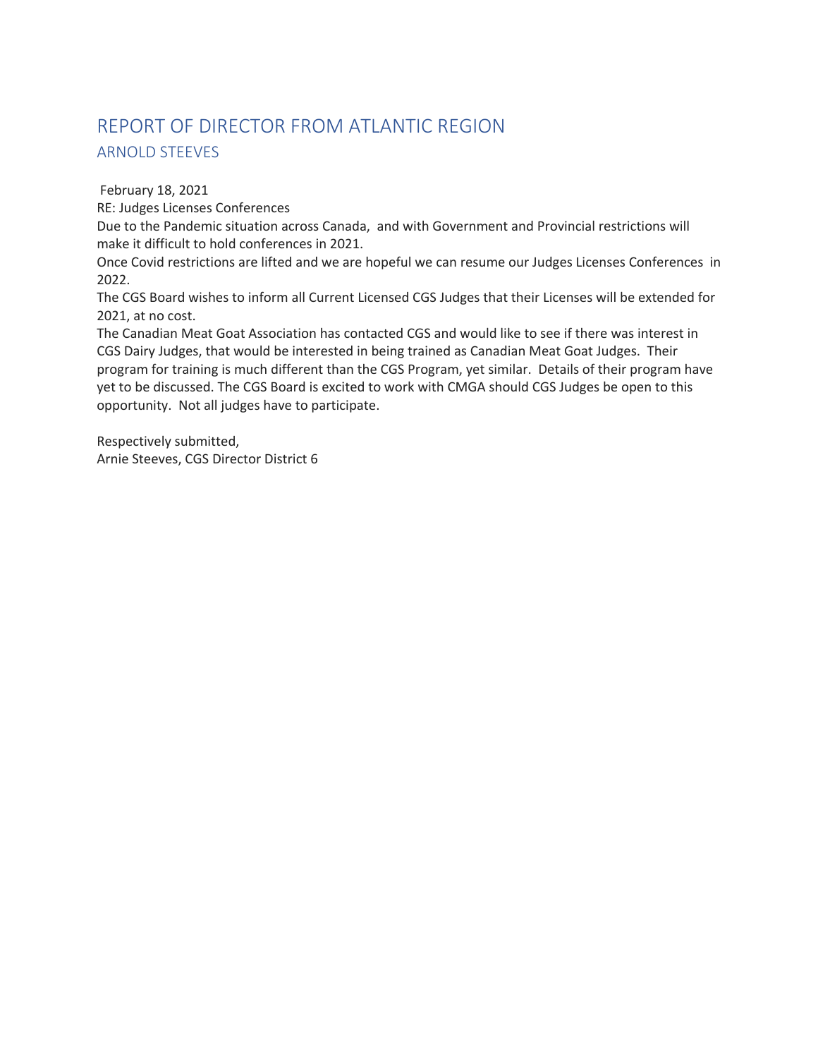# REPORT OF DIRECTOR FROM ATLANTIC REGION

## ARNOLD STEEVES

February 18, 2021

RE: Judges Licenses Conferences

Due to the Pandemic situation across Canada, and with Government and Provincial restrictions will make it difficult to hold conferences in 2021.

Once Covid restrictions are lifted and we are hopeful we can resume our Judges Licenses Conferences in 2022.

The CGS Board wishes to inform all Current Licensed CGS Judges that their Licenses will be extended for 2021, at no cost.

The Canadian Meat Goat Association has contacted CGS and would like to see if there was interest in CGS Dairy Judges, that would be interested in being trained as Canadian Meat Goat Judges. Their program for training is much different than the CGS Program, yet similar. Details of their program have yet to be discussed. The CGS Board is excited to work with CMGA should CGS Judges be open to this opportunity. Not all judges have to participate.

Respectively submitted,
Arnie Steeves, CGS Director District 6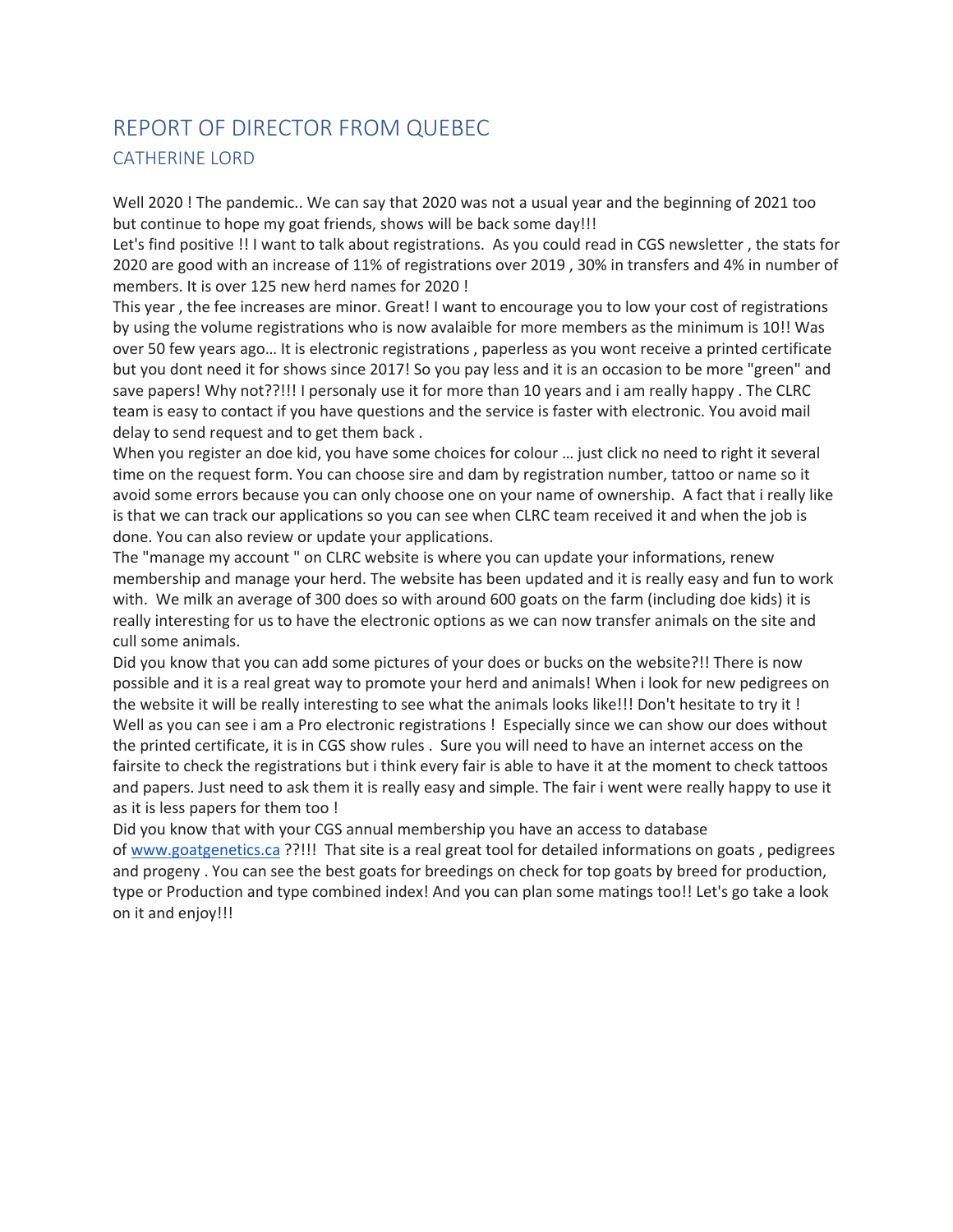# REPORT OF DIRECTOR FROM QUEBEC

## CATHERINE LORD

Well 2020 ! The pandemic.. We can say that 2020 was not a usual year and the beginning of 2021 too but continue to hope my goat friends, shows will be back some day!!!

Let's find positive !! I want to talk about registrations. As you could read in CGS newsletter , the stats for 2020 are good with an increase of 11% of registrations over 2019 , 30% in transfers and 4% in number of members. It is over 125 new herd names for 2020 !

This year , the fee increases are minor. Great! I want to encourage you to low your cost of registrations by using the volume registrations who is now avalaible for more members as the minimum is 10!! Was over 50 few years ago… It is electronic registrations , paperless as you wont receive a printed certificate but you dont need it for shows since 2017! So you pay less and it is an occasion to be more "green" and save papers! Why not??!!! I personaly use it for more than 10 years and i am really happy . The CLRC team is easy to contact if you have questions and the service is faster with electronic. You avoid mail delay to send request and to get them back .

When you register an doe kid, you have some choices for colour … just click no need to right it several time on the request form. You can choose sire and dam by registration number, tattoo or name so it avoid some errors because you can only choose one on your name of ownership. A fact that i really like is that we can track our applications so you can see when CLRC team received it and when the job is done. You can also review or update your applications.

The "manage my account " on CLRC website is where you can update your informations, renew membership and manage your herd. The website has been updated and it is really easy and fun to work with. We milk an average of 300 does so with around 600 goats on the farm (including doe kids) it is really interesting for us to have the electronic options as we can now transfer animals on the site and cull some animals.

Did you know that you can add some pictures of your does or bucks on the website?!! There is now possible and it is a real great way to promote your herd and animals! When i look for new pedigrees on the website it will be really interesting to see what the animals looks like!!! Don't hesitate to try it !

Well as you can see i am a Pro electronic registrations ! Especially since we can show our does without the printed certificate, it is in CGS show rules . Sure you will need to have an internet access on the fairsite to check the registrations but i think every fair is able to have it at the moment to check tattoos and papers. Just need to ask them it is really easy and simple. The fair i went were really happy to use it as it is less papers for them too !

Did you know that with your CGS annual membership you have an access to database of www.goatgenetics.ca ??!!! That site is a real great tool for detailed informations on goats , pedigrees and progeny . You can see the best goats for breedings on check for top goats by breed for production, type or Production and type combined index! And you can plan some matings too!! Let's go take a look on it and enjoy!!!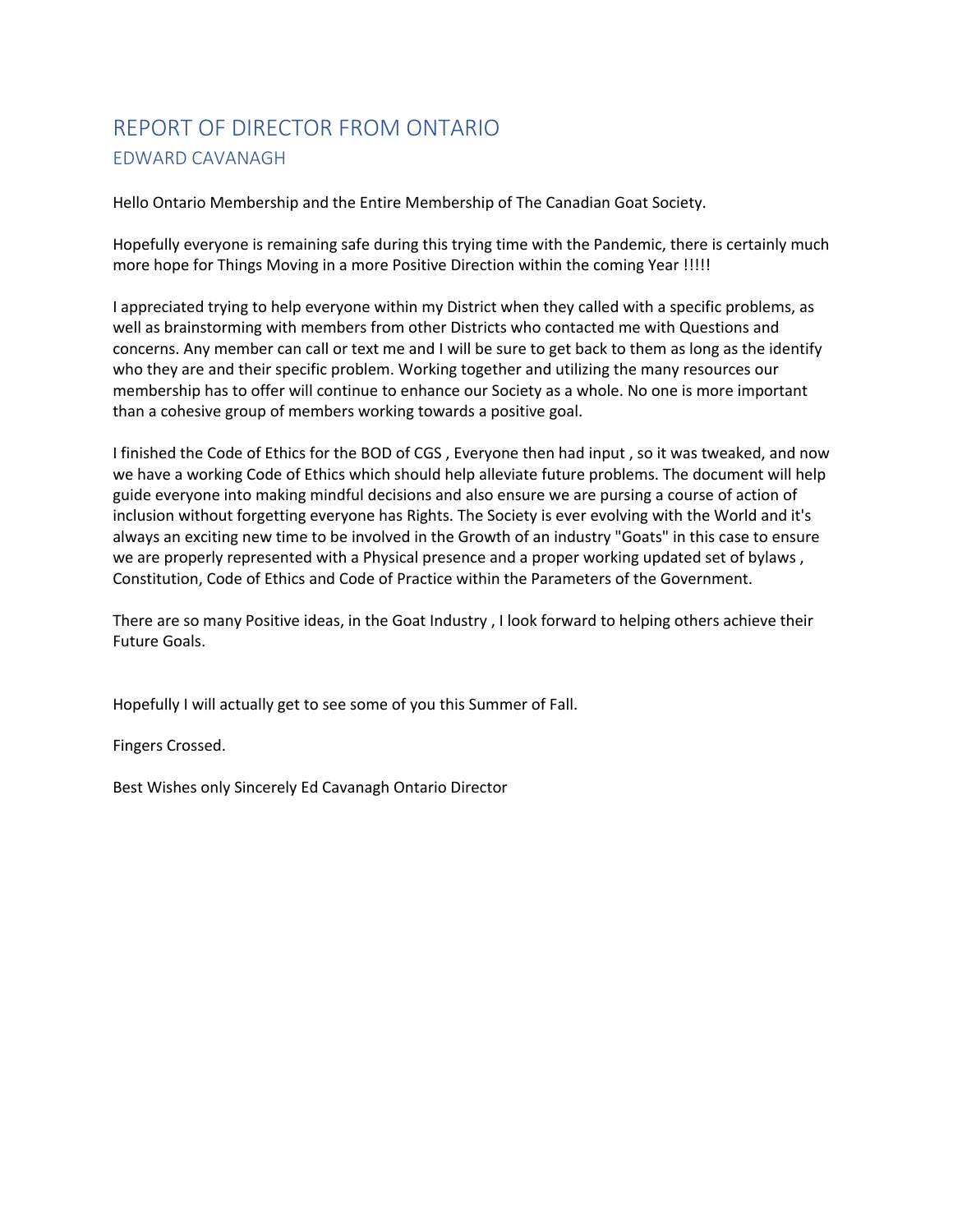# REPORT OF DIRECTOR FROM ONTARIO

## EDWARD CAVANAGH

Hello Ontario Membership and the Entire Membership of The Canadian Goat Society.

Hopefully everyone is remaining safe during this trying time with the Pandemic, there is certainly much more hope for Things Moving in a more Positive Direction within the coming Year !!!!!

I appreciated trying to help everyone within my District when they called with a specific problems, as well as brainstorming with members from other Districts who contacted me with Questions and concerns. Any member can call or text me and I will be sure to get back to them as long as the identify who they are and their specific problem. Working together and utilizing the many resources our membership has to offer will continue to enhance our Society as a whole. No one is more important than a cohesive group of members working towards a positive goal.

I finished the Code of Ethics for the BOD of CGS , Everyone then had input , so it was tweaked, and now we have a working Code of Ethics which should help alleviate future problems. The document will help guide everyone into making mindful decisions and also ensure we are pursing a course of action of inclusion without forgetting everyone has Rights. The Society is ever evolving with the World and it's always an exciting new time to be involved in the Growth of an industry "Goats" in this case to ensure we are properly represented with a Physical presence and a proper working updated set of bylaws , Constitution, Code of Ethics and Code of Practice within the Parameters of the Government.

There are so many Positive ideas, in the Goat Industry , I look forward to helping others achieve their Future Goals.

Hopefully I will actually get to see some of you this Summer of Fall.

Fingers Crossed.

Best Wishes only Sincerely Ed Cavanagh Ontario Director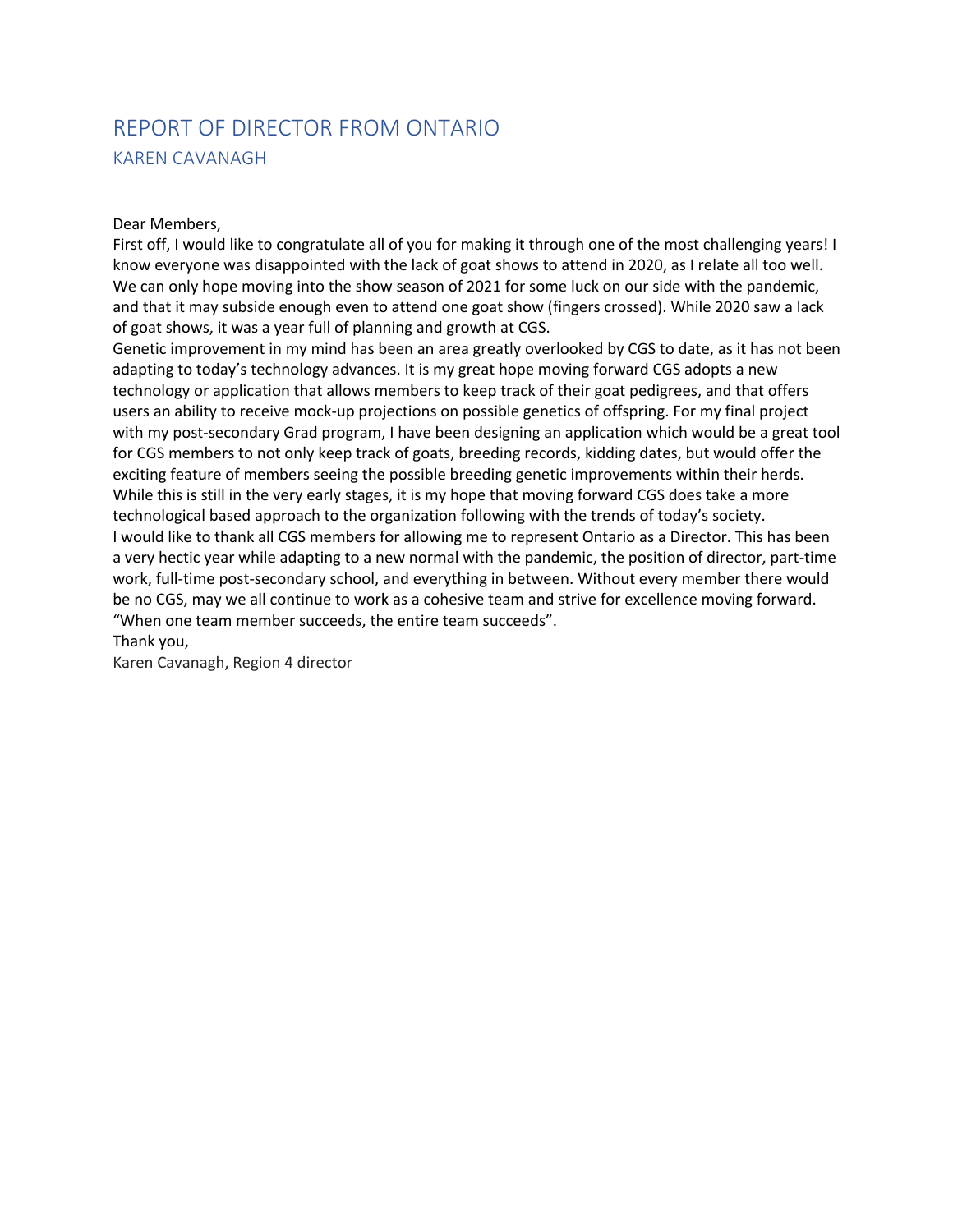# REPORT OF DIRECTOR FROM ONTARIO

## KAREN CAVANAGH

Dear Members,

First off, I would like to congratulate all of you for making it through one of the most challenging years! I know everyone was disappointed with the lack of goat shows to attend in 2020, as I relate all too well. We can only hope moving into the show season of 2021 for some luck on our side with the pandemic, and that it may subside enough even to attend one goat show (fingers crossed). While 2020 saw a lack of goat shows, it was a year full of planning and growth at CGS.

Genetic improvement in my mind has been an area greatly overlooked by CGS to date, as it has not been adapting to today's technology advances. It is my great hope moving forward CGS adopts a new technology or application that allows members to keep track of their goat pedigrees, and that offers users an ability to receive mock-up projections on possible genetics of offspring. For my final project with my post-secondary Grad program, I have been designing an application which would be a great tool for CGS members to not only keep track of goats, breeding records, kidding dates, but would offer the exciting feature of members seeing the possible breeding genetic improvements within their herds. While this is still in the very early stages, it is my hope that moving forward CGS does take a more technological based approach to the organization following with the trends of today's society.

I would like to thank all CGS members for allowing me to represent Ontario as a Director. This has been a very hectic year while adapting to a new normal with the pandemic, the position of director, part-time work, full-time post-secondary school, and everything in between. Without every member there would be no CGS, may we all continue to work as a cohesive team and strive for excellence moving forward. "When one team member succeeds, the entire team succeeds".

Thank you,

Karen Cavanagh, Region 4 director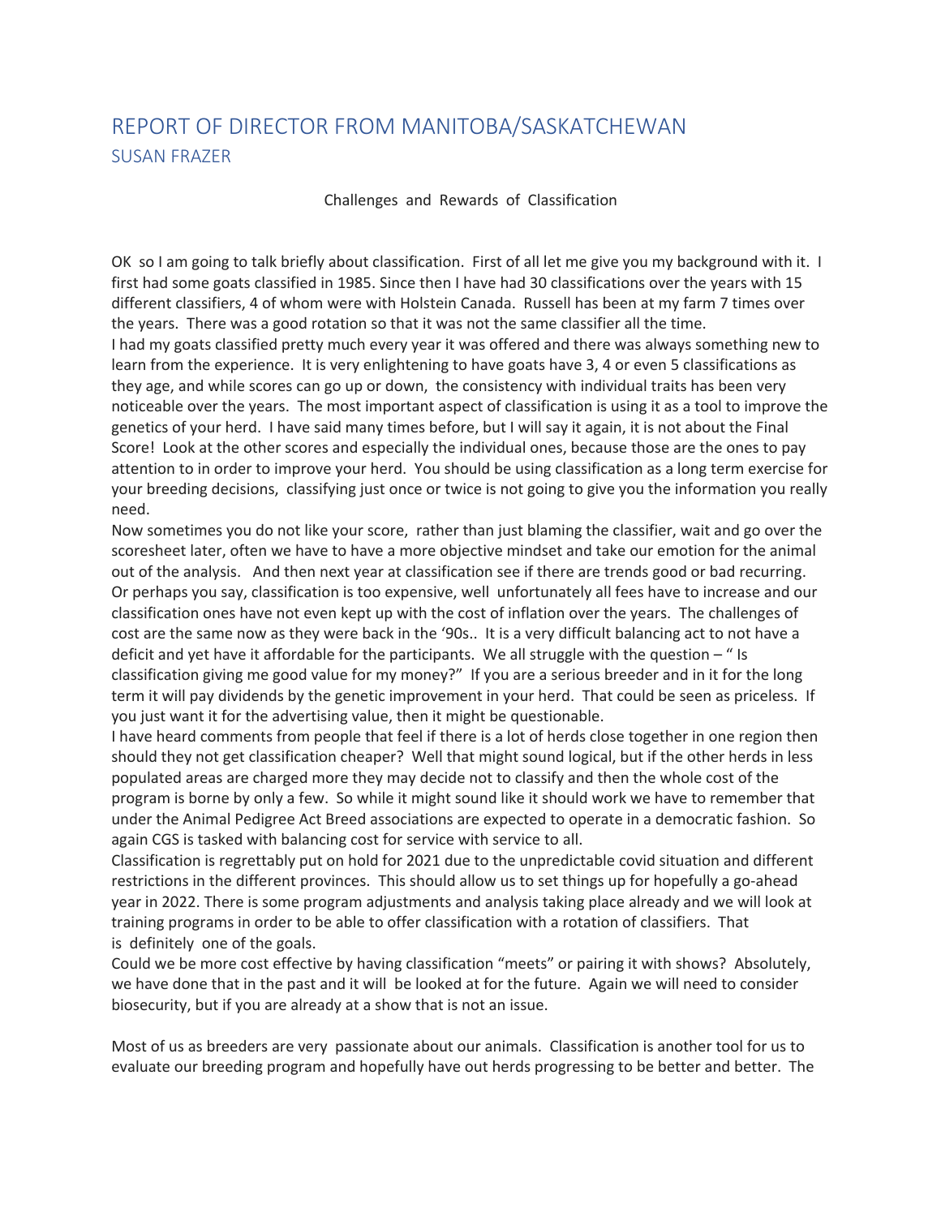## REPORT OF DIRECTOR FROM MANITOBA/SASKATCHEWAN

### SUSAN FRAZER

Challenges and Rewards of Classification

OK so I am going to talk briefly about classification. First of all let me give you my background with it. I first had some goats classified in 1985. Since then I have had 30 classifications over the years with 15 different classifiers, 4 of whom were with Holstein Canada. Russell has been at my farm 7 times over the years. There was a good rotation so that it was not the same classifier all the time.

I had my goats classified pretty much every year it was offered and there was always something new to learn from the experience. It is very enlightening to have goats have 3, 4 or even 5 classifications as they age, and while scores can go up or down, the consistency with individual traits has been very noticeable over the years. The most important aspect of classification is using it as a tool to improve the genetics of your herd. I have said many times before, but I will say it again, it is not about the Final Score! Look at the other scores and especially the individual ones, because those are the ones to pay attention to in order to improve your herd. You should be using classification as a long term exercise for your breeding decisions, classifying just once or twice is not going to give you the information you really need.

Now sometimes you do not like your score, rather than just blaming the classifier, wait and go over the scoresheet later, often we have to have a more objective mindset and take our emotion for the animal out of the analysis. And then next year at classification see if there are trends good or bad recurring.

Or perhaps you say, classification is too expensive, well unfortunately all fees have to increase and our classification ones have not even kept up with the cost of inflation over the years. The challenges of cost are the same now as they were back in the '90s.. It is a very difficult balancing act to not have a deficit and yet have it affordable for the participants. We all struggle with the question – " Is classification giving me good value for my money?" If you are a serious breeder and in it for the long term it will pay dividends by the genetic improvement in your herd. That could be seen as priceless. If you just want it for the advertising value, then it might be questionable.

I have heard comments from people that feel if there is a lot of herds close together in one region then should they not get classification cheaper? Well that might sound logical, but if the other herds in less populated areas are charged more they may decide not to classify and then the whole cost of the program is borne by only a few. So while it might sound like it should work we have to remember that under the Animal Pedigree Act Breed associations are expected to operate in a democratic fashion. So again CGS is tasked with balancing cost for service with service to all.

Classification is regrettably put on hold for 2021 due to the unpredictable covid situation and different restrictions in the different provinces. This should allow us to set things up for hopefully a go-ahead year in 2022. There is some program adjustments and analysis taking place already and we will look at training programs in order to be able to offer classification with a rotation of classifiers. That is definitely one of the goals.

Could we be more cost effective by having classification "meets" or pairing it with shows? Absolutely, we have done that in the past and it will be looked at for the future. Again we will need to consider biosecurity, but if you are already at a show that is not an issue.

Most of us as breeders are very passionate about our animals. Classification is another tool for us to evaluate our breeding program and hopefully have out herds progressing to be better and better. The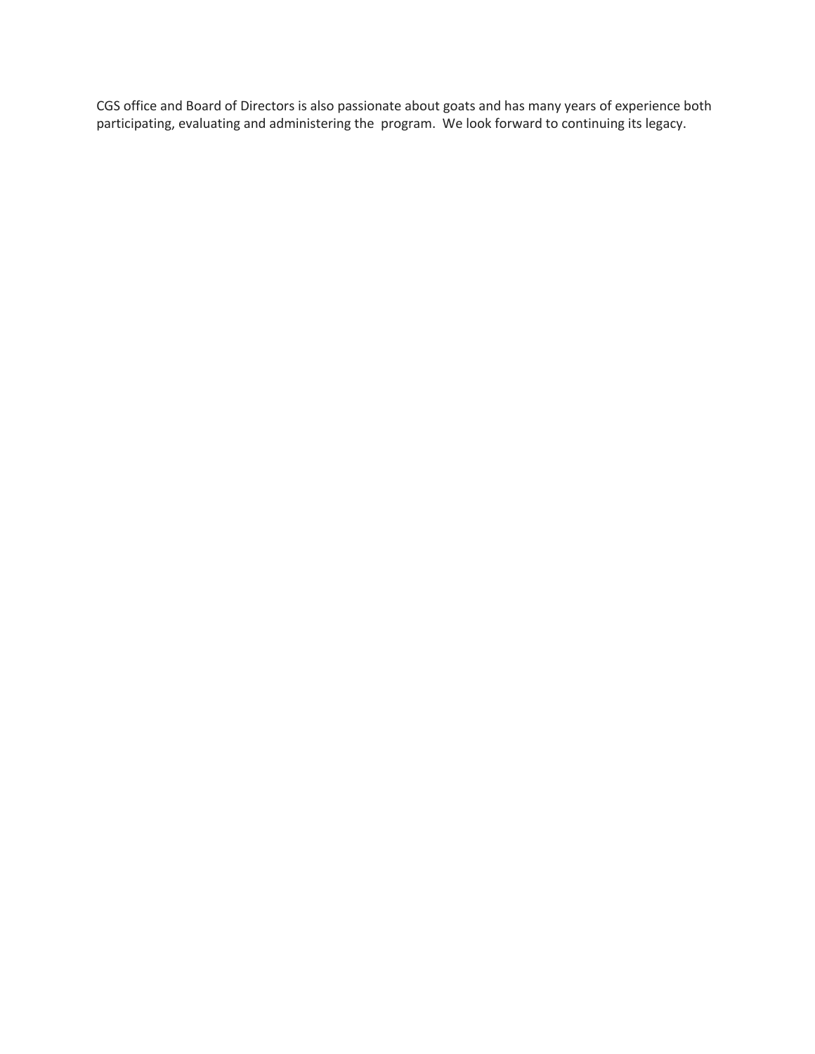CGS office and Board of Directors is also passionate about goats and has many years of experience both participating, evaluating and administering the program. We look forward to continuing its legacy.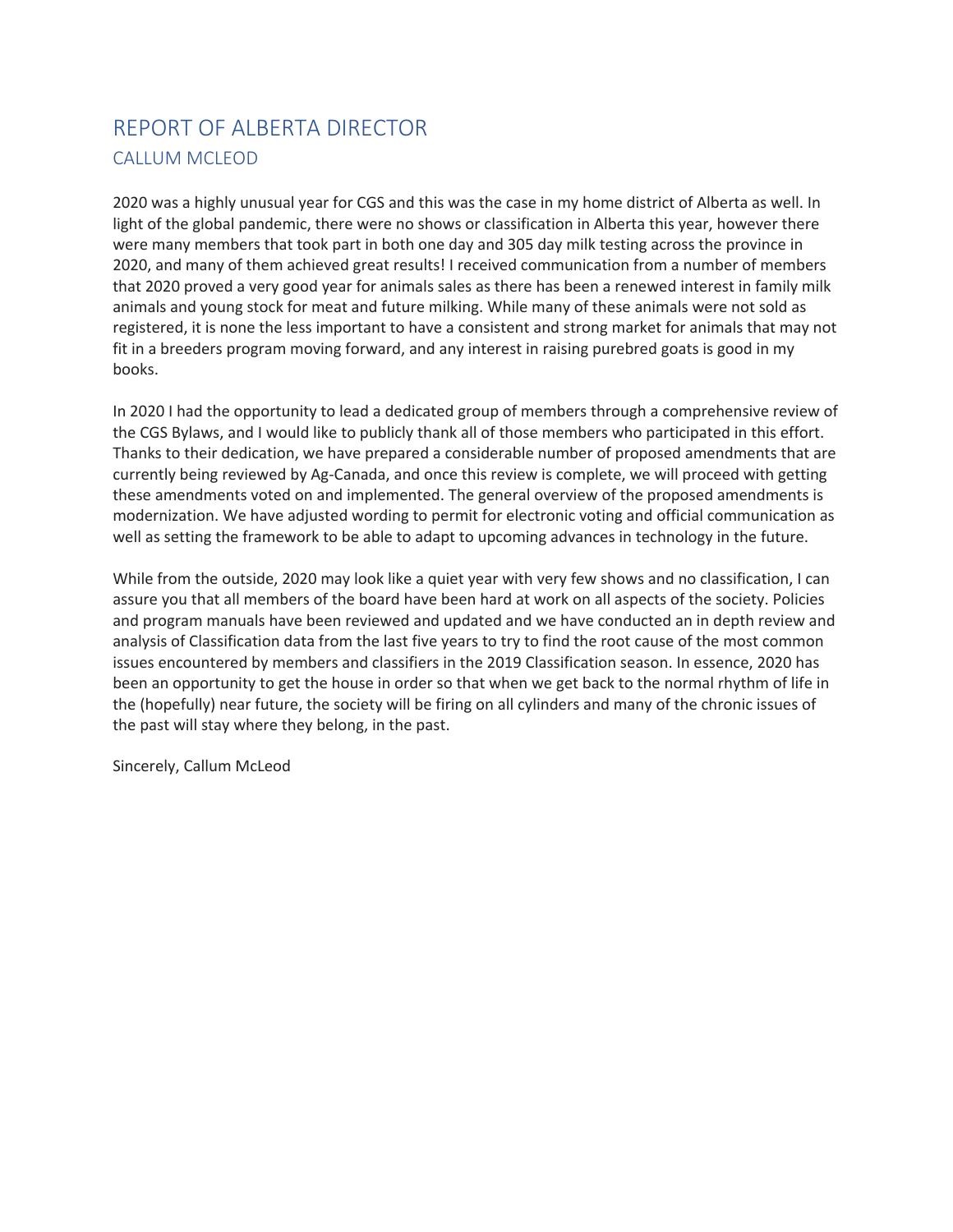# REPORT OF ALBERTA DIRECTOR

## CALLUM MCLEOD

2020 was a highly unusual year for CGS and this was the case in my home district of Alberta as well. In light of the global pandemic, there were no shows or classification in Alberta this year, however there were many members that took part in both one day and 305 day milk testing across the province in 2020, and many of them achieved great results! I received communication from a number of members that 2020 proved a very good year for animals sales as there has been a renewed interest in family milk animals and young stock for meat and future milking. While many of these animals were not sold as registered, it is none the less important to have a consistent and strong market for animals that may not fit in a breeders program moving forward, and any interest in raising purebred goats is good in my books.

In 2020 I had the opportunity to lead a dedicated group of members through a comprehensive review of the CGS Bylaws, and I would like to publicly thank all of those members who participated in this effort. Thanks to their dedication, we have prepared a considerable number of proposed amendments that are currently being reviewed by Ag-Canada, and once this review is complete, we will proceed with getting these amendments voted on and implemented. The general overview of the proposed amendments is modernization. We have adjusted wording to permit for electronic voting and official communication as well as setting the framework to be able to adapt to upcoming advances in technology in the future.

While from the outside, 2020 may look like a quiet year with very few shows and no classification, I can assure you that all members of the board have been hard at work on all aspects of the society. Policies and program manuals have been reviewed and updated and we have conducted an in depth review and analysis of Classification data from the last five years to try to find the root cause of the most common issues encountered by members and classifiers in the 2019 Classification season. In essence, 2020 has been an opportunity to get the house in order so that when we get back to the normal rhythm of life in the (hopefully) near future, the society will be firing on all cylinders and many of the chronic issues of the past will stay where they belong, in the past.

Sincerely, Callum McLeod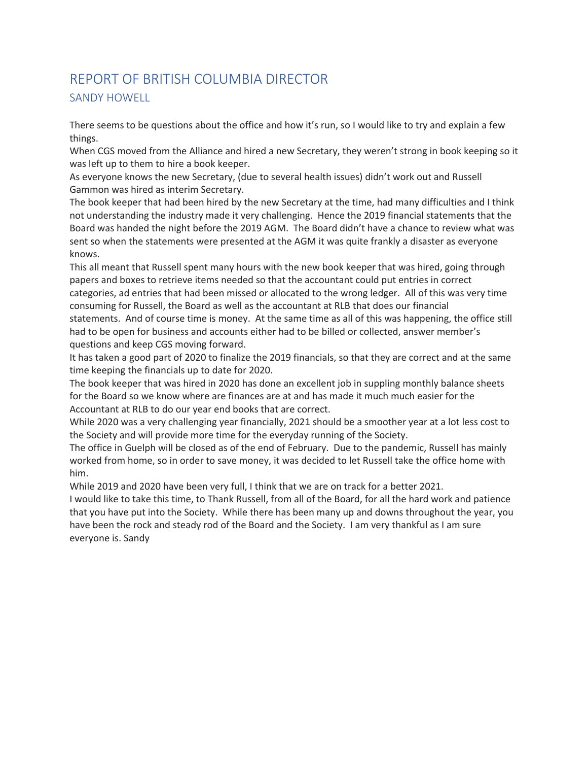# REPORT OF BRITISH COLUMBIA DIRECTOR

## SANDY HOWELL

There seems to be questions about the office and how it's run, so I would like to try and explain a few things.

When CGS moved from the Alliance and hired a new Secretary, they weren't strong in book keeping so it was left up to them to hire a book keeper.

As everyone knows the new Secretary, (due to several health issues) didn't work out and Russell Gammon was hired as interim Secretary.

The book keeper that had been hired by the new Secretary at the time, had many difficulties and I think not understanding the industry made it very challenging. Hence the 2019 financial statements that the Board was handed the night before the 2019 AGM. The Board didn't have a chance to review what was sent so when the statements were presented at the AGM it was quite frankly a disaster as everyone knows.

This all meant that Russell spent many hours with the new book keeper that was hired, going through papers and boxes to retrieve items needed so that the accountant could put entries in correct categories, ad entries that had been missed or allocated to the wrong ledger. All of this was very time consuming for Russell, the Board as well as the accountant at RLB that does our financial statements. And of course time is money. At the same time as all of this was happening, the office still had to be open for business and accounts either had to be billed or collected, answer member's questions and keep CGS moving forward.

It has taken a good part of 2020 to finalize the 2019 financials, so that they are correct and at the same time keeping the financials up to date for 2020.

The book keeper that was hired in 2020 has done an excellent job in suppling monthly balance sheets for the Board so we know where are finances are at and has made it much much easier for the Accountant at RLB to do our year end books that are correct.

While 2020 was a very challenging year financially, 2021 should be a smoother year at a lot less cost to the Society and will provide more time for the everyday running of the Society.

The office in Guelph will be closed as of the end of February. Due to the pandemic, Russell has mainly worked from home, so in order to save money, it was decided to let Russell take the office home with him.

While 2019 and 2020 have been very full, I think that we are on track for a better 2021.

I would like to take this time, to Thank Russell, from all of the Board, for all the hard work and patience that you have put into the Society. While there has been many up and downs throughout the year, you have been the rock and steady rod of the Board and the Society. I am very thankful as I am sure everyone is. Sandy